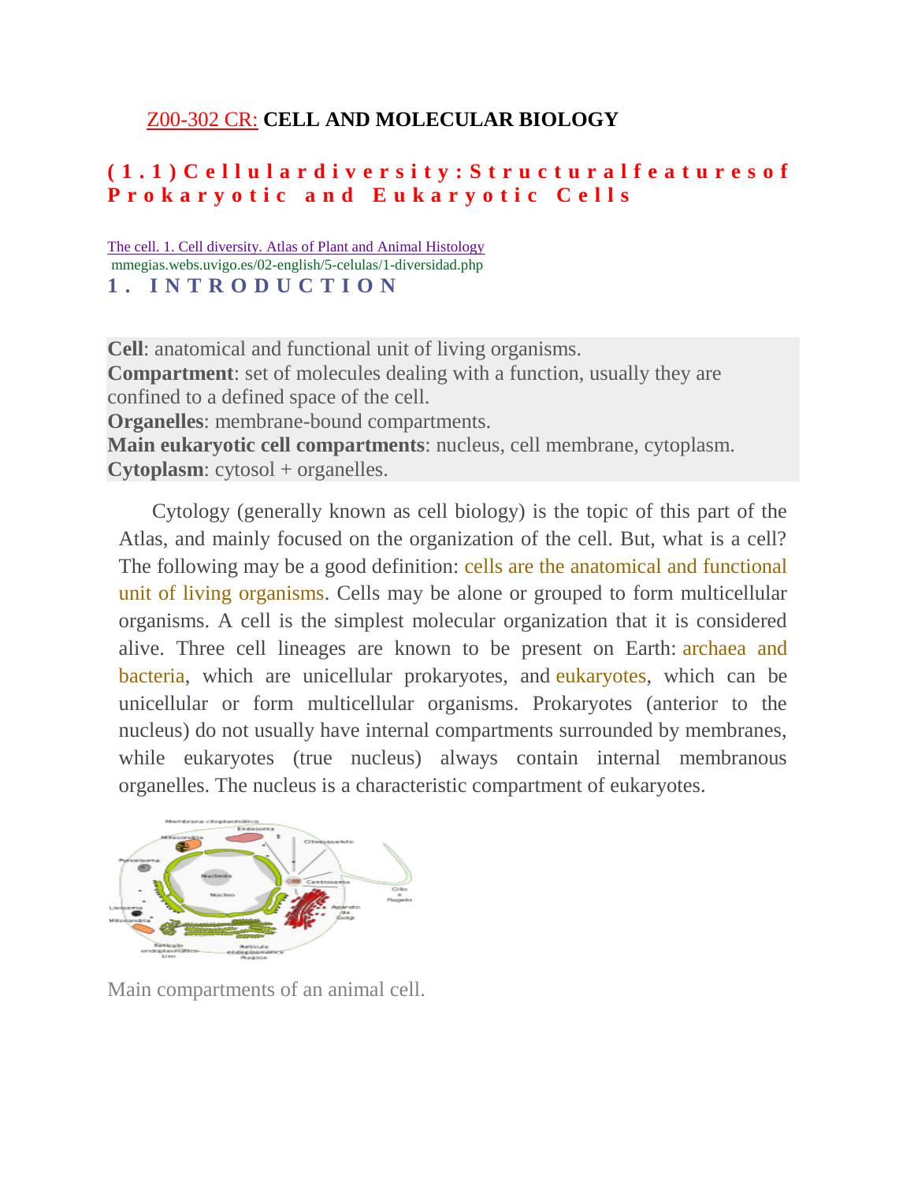# Z00-302 CR: CELL AND MOLECULAR BIOLOGY

## (1.1) Cellular diversity: Structural features of Prokaryotic and Eukaryotic Cells

The cell. 1. Cell diversity. Atlas of Plant and Animal Histology
mmegias.webs.uvigo.es/02-english/5-celulas/1-diversidad.php

### 1. INTRODUCTION

**Cell**: anatomical and functional unit of living organisms.
**Compartment**: set of molecules dealing with a function, usually they are confined to a defined space of the cell.
**Organelles**: membrane-bound compartments.
**Main eukaryotic cell compartments**: nucleus, cell membrane, cytoplasm.
**Cytoplasm**: cytosol + organelles.

Cytology (generally known as cell biology) is the topic of this part of the Atlas, and mainly focused on the organization of the cell. But, what is a cell? The following may be a good definition: cells are the anatomical and functional unit of living organisms. Cells may be alone or grouped to form multicellular organisms. A cell is the simplest molecular organization that it is considered alive. Three cell lineages are known to be present on Earth: archaea and bacteria, which are unicellular prokaryotes, and eukaryotes, which can be unicellular or form multicellular organisms. Prokaryotes (anterior to the nucleus) do not usually have internal compartments surrounded by membranes, while eukaryotes (true nucleus) always contain internal membranous organelles. The nucleus is a characteristic compartment of eukaryotes.

Main compartments of an animal cell.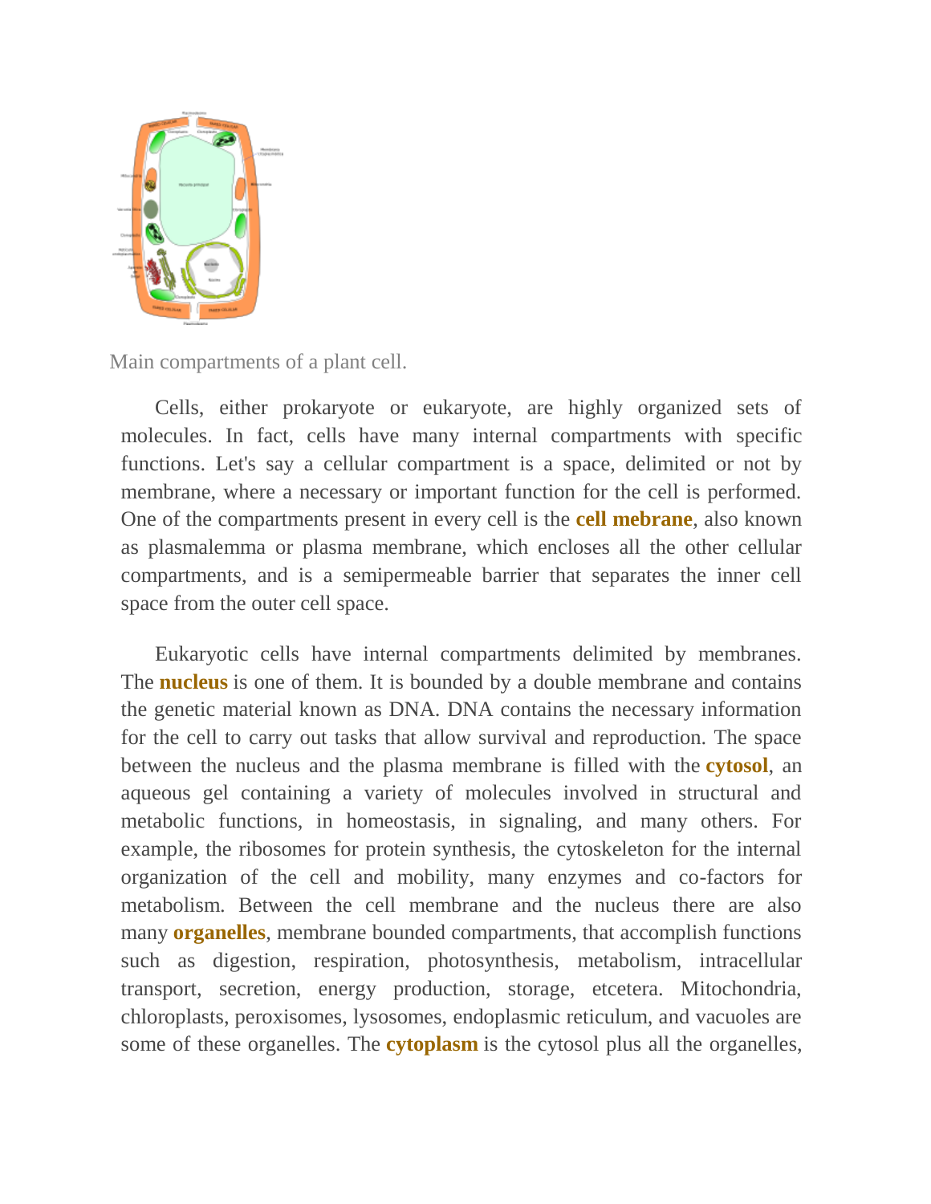Main compartments of a plant cell.

Cells, either prokaryote or eukaryote, are highly organized sets of molecules. In fact, cells have many internal compartments with specific functions. Let's say a cellular compartment is a space, delimited or not by membrane, where a necessary or important function for the cell is performed. One of the compartments present in every cell is the **cell mebrane**, also known as plasmalemma or plasma membrane, which encloses all the other cellular compartments, and is a semipermeable barrier that separates the inner cell space from the outer cell space.

Eukaryotic cells have internal compartments delimited by membranes. The **nucleus** is one of them. It is bounded by a double membrane and contains the genetic material known as DNA. DNA contains the necessary information for the cell to carry out tasks that allow survival and reproduction. The space between the nucleus and the plasma membrane is filled with the **cytosol**, an aqueous gel containing a variety of molecules involved in structural and metabolic functions, in homeostasis, in signaling, and many others. For example, the ribosomes for protein synthesis, the cytoskeleton for the internal organization of the cell and mobility, many enzymes and co-factors for metabolism. Between the cell membrane and the nucleus there are also many **organelles**, membrane bounded compartments, that accomplish functions such as digestion, respiration, photosynthesis, metabolism, intracellular transport, secretion, energy production, storage, etcetera. Mitochondria, chloroplasts, peroxisomes, lysosomes, endoplasmic reticulum, and vacuoles are some of these organelles. The **cytoplasm** is the cytosol plus all the organelles,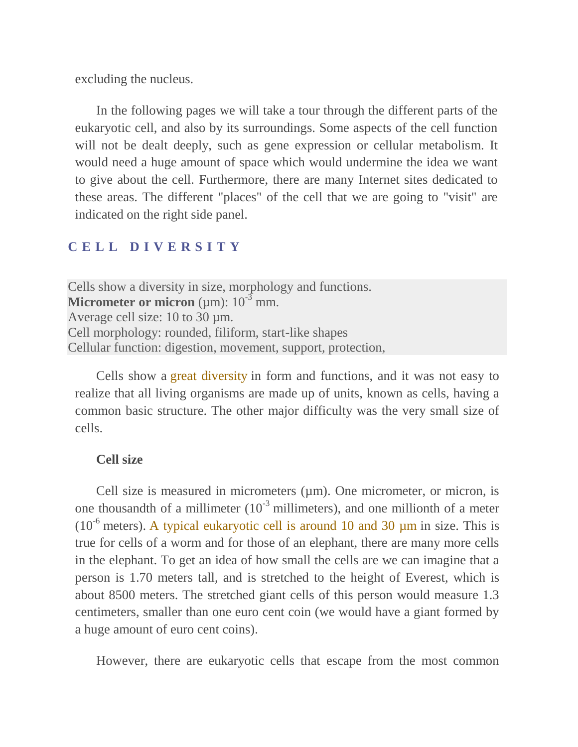excluding the nucleus.

In the following pages we will take a tour through the different parts of the eukaryotic cell, and also by its surroundings. Some aspects of the cell function will not be dealt deeply, such as gene expression or cellular metabolism. It would need a huge amount of space which would undermine the idea we want to give about the cell. Furthermore, there are many Internet sites dedicated to these areas. The different "places" of the cell that we are going to "visit" are indicated on the right side panel.

## CELL DIVERSITY

Cells show a diversity in size, morphology and functions.
**Micrometer or micron** (µm): $10^{-3}$ mm.
Average cell size: 10 to 30 µm.
Cell morphology: rounded, filiform, start-like shapes
Cellular function: digestion, movement, support, protection,

Cells show a great diversity in form and functions, and it was not easy to realize that all living organisms are made up of units, known as cells, having a common basic structure. The other major difficulty was the very small size of cells.

### Cell size

Cell size is measured in micrometers (µm). One micrometer, or micron, is one thousandth of a millimeter ($10^{-3}$ millimeters), and one millionth of a meter ($10^{-6}$ meters). A typical eukaryotic cell is around 10 and 30 µm in size. This is true for cells of a worm and for those of an elephant, there are many more cells in the elephant. To get an idea of how small the cells are we can imagine that a person is 1.70 meters tall, and is stretched to the height of Everest, which is about 8500 meters. The stretched giant cells of this person would measure 1.3 centimeters, smaller than one euro cent coin (we would have a giant formed by a huge amount of euro cent coins).

However, there are eukaryotic cells that escape from the most common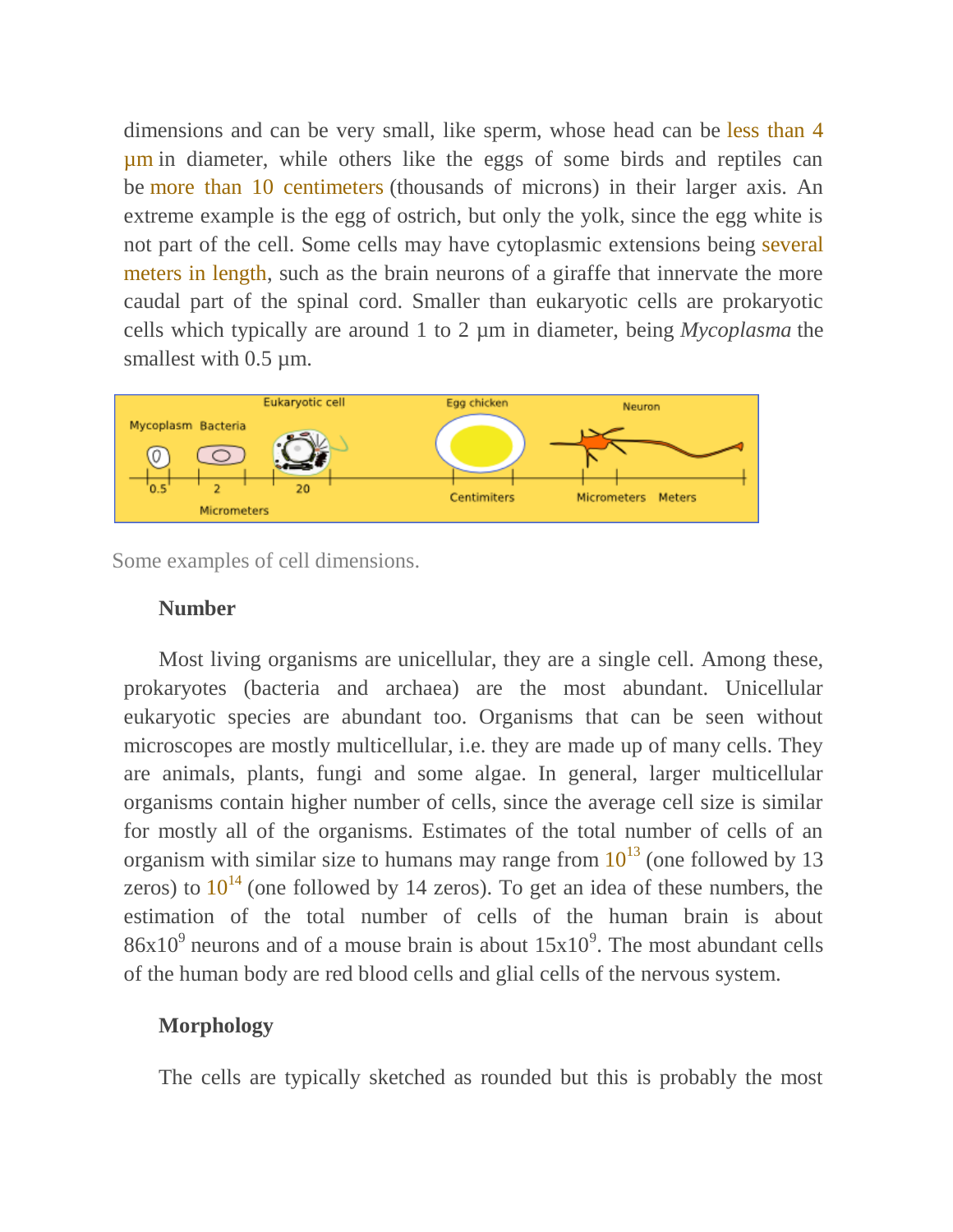dimensions and can be very small, like sperm, whose head can be less than 4 µm in diameter, while others like the eggs of some birds and reptiles can be more than 10 centimeters (thousands of microns) in their larger axis. An extreme example is the egg of ostrich, but only the yolk, since the egg white is not part of the cell. Some cells may have cytoplasmic extensions being several meters in length, such as the brain neurons of a giraffe that innervate the more caudal part of the spinal cord. Smaller than eukaryotic cells are prokaryotic cells which typically are around 1 to 2 µm in diameter, being *Mycoplasma* the smallest with 0.5 µm.

Some examples of cell dimensions.

**Number**

Most living organisms are unicellular, they are a single cell. Among these, prokaryotes (bacteria and archaea) are the most abundant. Unicellular eukaryotic species are abundant too. Organisms that can be seen without microscopes are mostly multicellular, i.e. they are made up of many cells. They are animals, plants, fungi and some algae. In general, larger multicellular organisms contain higher number of cells, since the average cell size is similar for mostly all of the organisms. Estimates of the total number of cells of an organism with similar size to humans may range from $10^{13}$ (one followed by 13 zeros) to $10^{14}$ (one followed by 14 zeros). To get an idea of these numbers, the estimation of the total number of cells of the human brain is about $86 \times 10^9$ neurons and of a mouse brain is about $15 \times 10^9$. The most abundant cells of the human body are red blood cells and glial cells of the nervous system.

**Morphology**

The cells are typically sketched as rounded but this is probably the most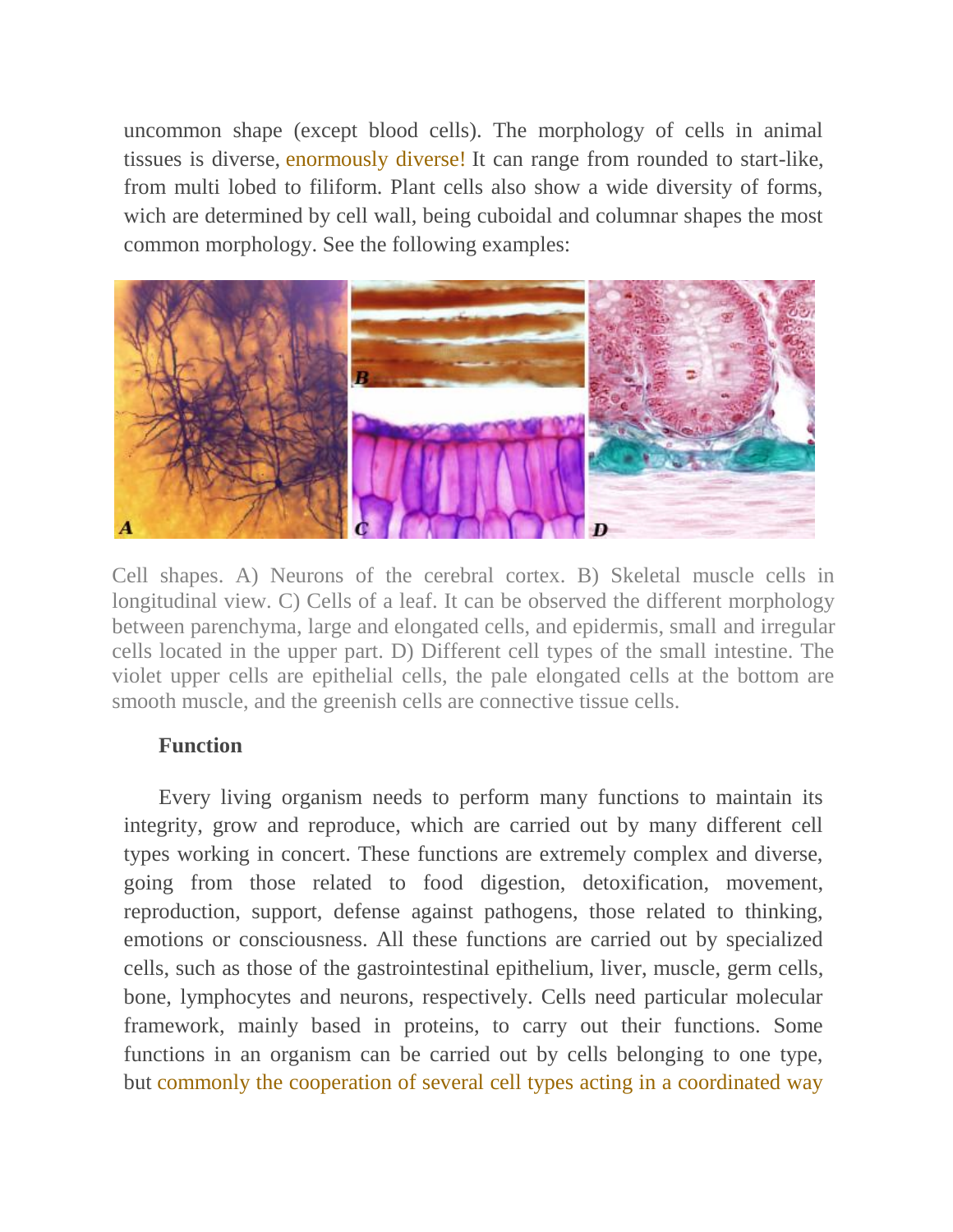uncommon shape (except blood cells). The morphology of cells in animal tissues is diverse, enormously diverse! It can range from rounded to start-like, from multi lobed to filiform. Plant cells also show a wide diversity of forms, wich are determined by cell wall, being cuboidal and columnar shapes the most common morphology. See the following examples:

Cell shapes. A) Neurons of the cerebral cortex. B) Skeletal muscle cells in longitudinal view. C) Cells of a leaf. It can be observed the different morphology between parenchyma, large and elongated cells, and epidermis, small and irregular cells located in the upper part. D) Different cell types of the small intestine. The violet upper cells are epithelial cells, the pale elongated cells at the bottom are smooth muscle, and the greenish cells are connective tissue cells.

**Function**

Every living organism needs to perform many functions to maintain its integrity, grow and reproduce, which are carried out by many different cell types working in concert. These functions are extremely complex and diverse, going from those related to food digestion, detoxification, movement, reproduction, support, defense against pathogens, those related to thinking, emotions or consciousness. All these functions are carried out by specialized cells, such as those of the gastrointestinal epithelium, liver, muscle, germ cells, bone, lymphocytes and neurons, respectively. Cells need particular molecular framework, mainly based in proteins, to carry out their functions. Some functions in an organism can be carried out by cells belonging to one type, but commonly the cooperation of several cell types acting in a coordinated way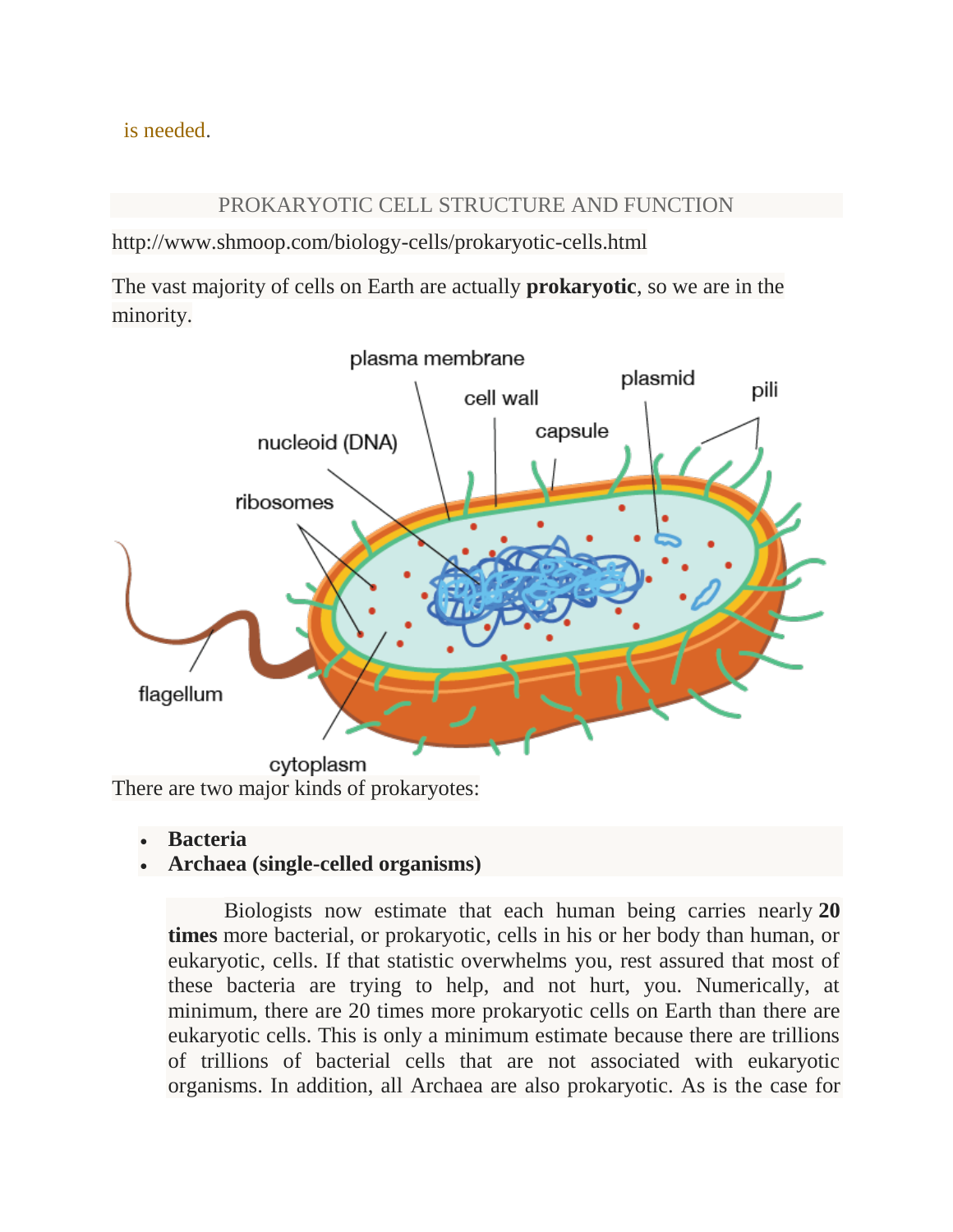is needed.

## PROKARYOTIC CELL STRUCTURE AND FUNCTION

http://www.shmoop.com/biology-cells/prokaryotic-cells.html

The vast majority of cells on Earth are actually **prokaryotic**, so we are in the minority.

plasma membrane
cell wall
plasmid
pili
capsule
nucleoid (DNA)
ribosomes
flagellum
cytoplasm

There are two major kinds of prokaryotes:

- **Bacteria**
- **Archaea (single-celled organisms)**

Biologists now estimate that each human being carries nearly **20 times** more bacterial, or prokaryotic, cells in his or her body than human, or eukaryotic, cells. If that statistic overwhelms you, rest assured that most of these bacteria are trying to help, and not hurt, you. Numerically, at minimum, there are 20 times more prokaryotic cells on Earth than there are eukaryotic cells. This is only a minimum estimate because there are trillions of trillions of bacterial cells that are not associated with eukaryotic organisms. In addition, all Archaea are also prokaryotic. As is the case for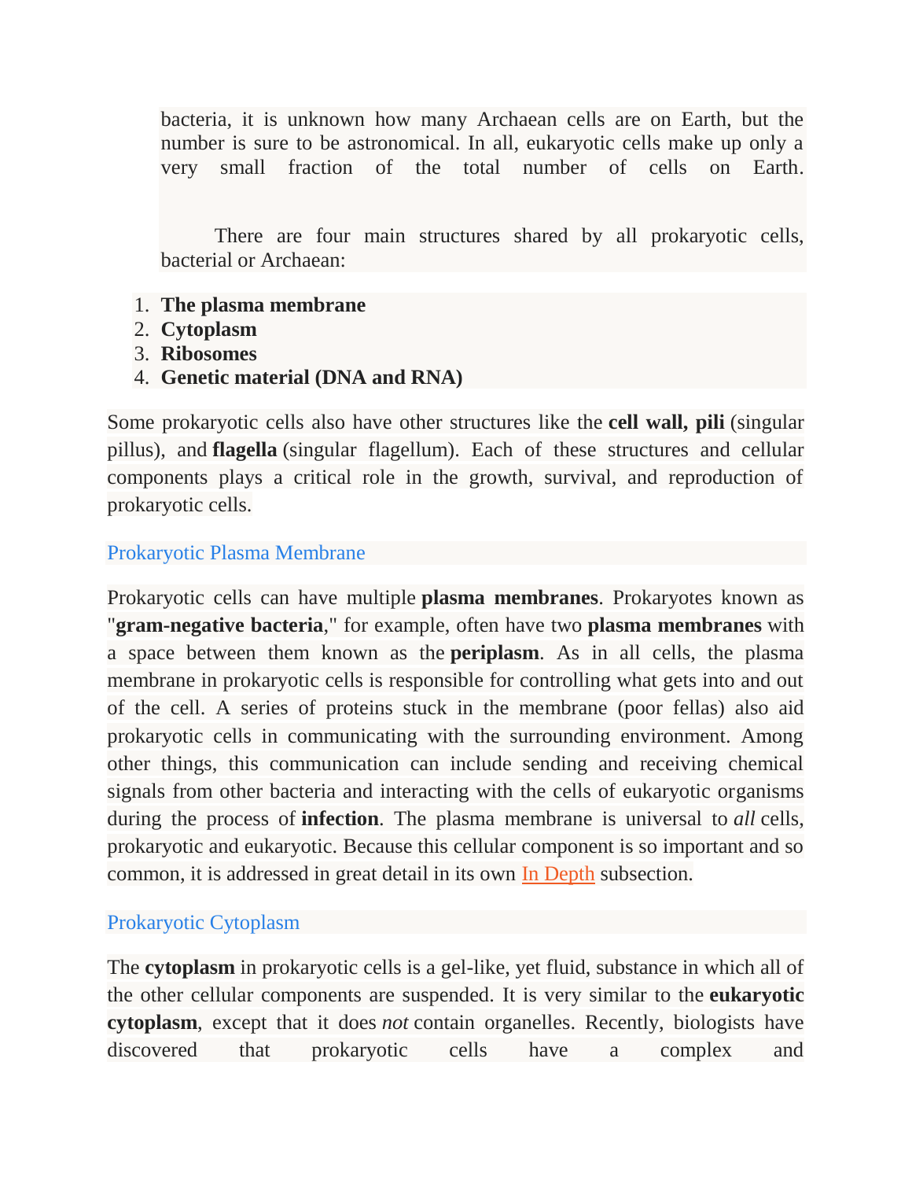bacteria, it is unknown how many Archaean cells are on Earth, but the number is sure to be astronomical. In all, eukaryotic cells make up only a very small fraction of the total number of cells on Earth.

There are four main structures shared by all prokaryotic cells, bacterial or Archaean:

1. **The plasma membrane**
2. **Cytoplasm**
3. **Ribosomes**
4. **Genetic material (DNA and RNA)**

Some prokaryotic cells also have other structures like the **cell wall, pili** (singular pillus), and **flagella** (singular flagellum). Each of these structures and cellular components plays a critical role in the growth, survival, and reproduction of prokaryotic cells.

## Prokaryotic Plasma Membrane

Prokaryotic cells can have multiple **plasma membranes**. Prokaryotes known as "**gram-negative bacteria**," for example, often have two **plasma membranes** with a space between them known as the **periplasm**. As in all cells, the plasma membrane in prokaryotic cells is responsible for controlling what gets into and out of the cell. A series of proteins stuck in the membrane (poor fellas) also aid prokaryotic cells in communicating with the surrounding environment. Among other things, this communication can include sending and receiving chemical signals from other bacteria and interacting with the cells of eukaryotic organisms during the process of **infection**. The plasma membrane is universal to *all* cells, prokaryotic and eukaryotic. Because this cellular component is so important and so common, it is addressed in great detail in its own In Depth subsection.

## Prokaryotic Cytoplasm

The **cytoplasm** in prokaryotic cells is a gel-like, yet fluid, substance in which all of the other cellular components are suspended. It is very similar to the **eukaryotic cytoplasm**, except that it does *not* contain organelles. Recently, biologists have discovered that prokaryotic cells have a complex and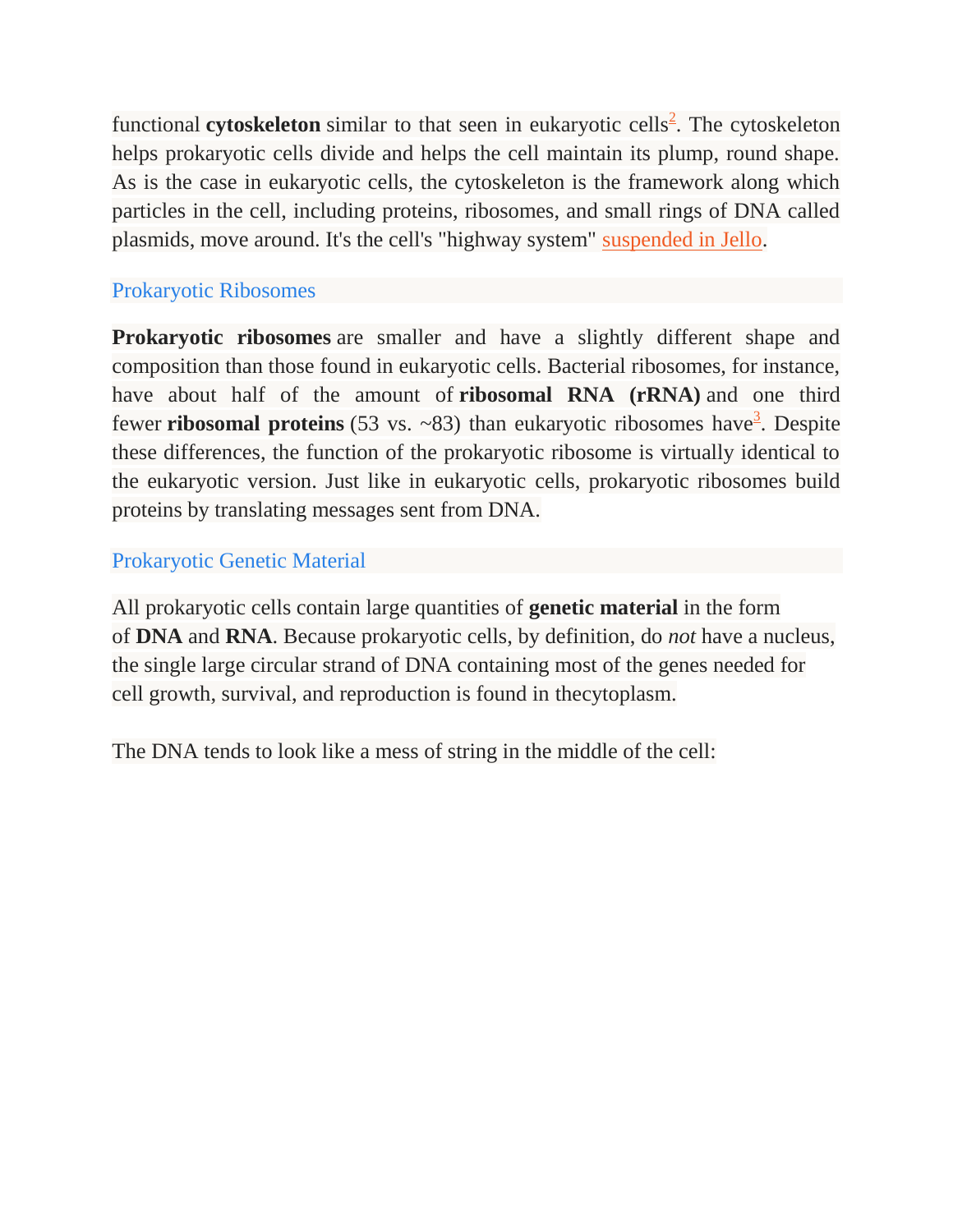functional **cytoskeleton** similar to that seen in eukaryotic cells[2]. The cytoskeleton helps prokaryotic cells divide and helps the cell maintain its plump, round shape. As is the case in eukaryotic cells, the cytoskeleton is the framework along which particles in the cell, including proteins, ribosomes, and small rings of DNA called plasmids, move around. It's the cell's "highway system" suspended in Jello.

## Prokaryotic Ribosomes

**Prokaryotic ribosomes** are smaller and have a slightly different shape and composition than those found in eukaryotic cells. Bacterial ribosomes, for instance, have about half of the amount of **ribosomal RNA (rRNA)** and one third fewer **ribosomal proteins** (53 vs. ~83) than eukaryotic ribosomes have[3]. Despite these differences, the function of the prokaryotic ribosome is virtually identical to the eukaryotic version. Just like in eukaryotic cells, prokaryotic ribosomes build proteins by translating messages sent from DNA.

## Prokaryotic Genetic Material

All prokaryotic cells contain large quantities of **genetic material** in the form of **DNA** and **RNA**. Because prokaryotic cells, by definition, do *not* have a nucleus, the single large circular strand of DNA containing most of the genes needed for cell growth, survival, and reproduction is found in thecytoplasm.

The DNA tends to look like a mess of string in the middle of the cell: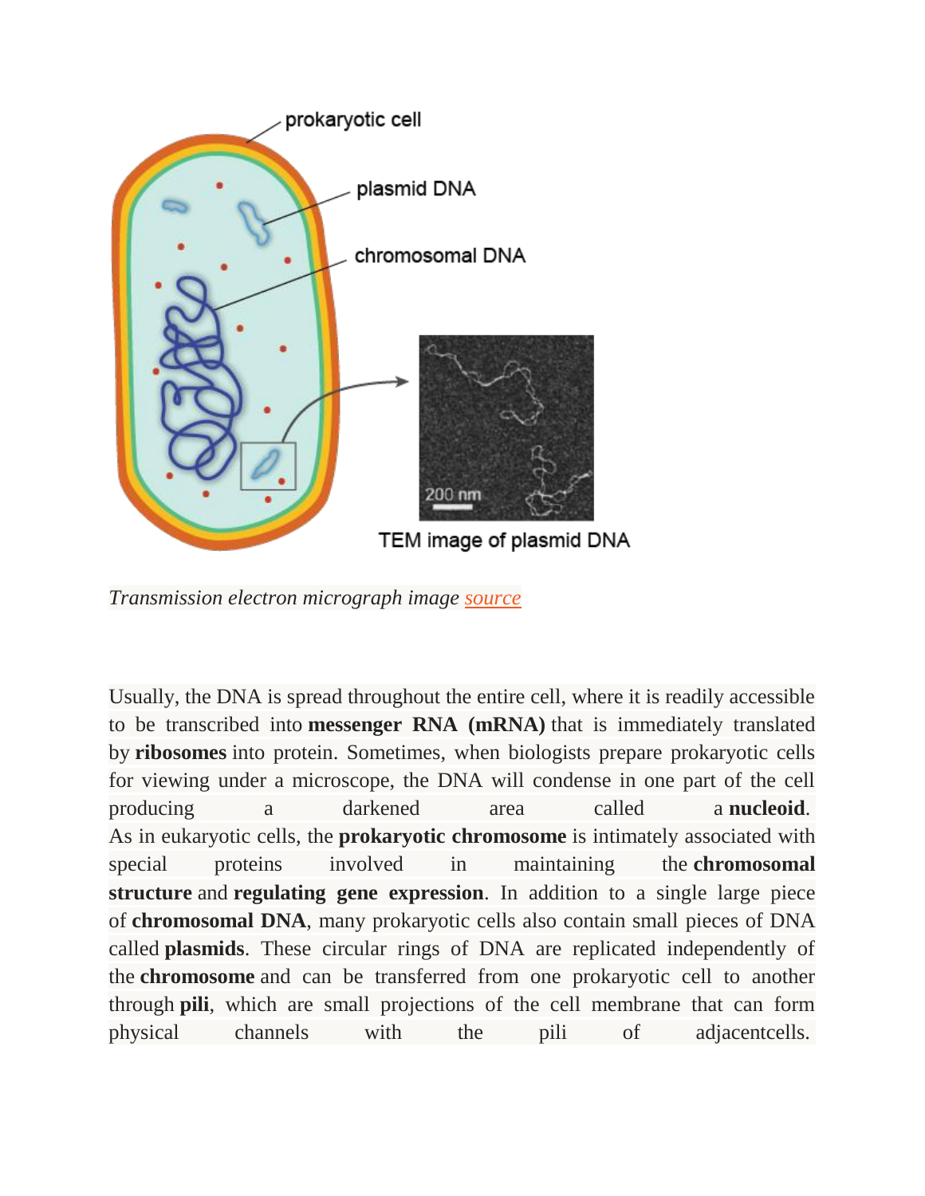*Transmission electron micrograph image source*

Usually, the DNA is spread throughout the entire cell, where it is readily accessible to be transcribed into **messenger RNA (mRNA)** that is immediately translated by **ribosomes** into protein. Sometimes, when biologists prepare prokaryotic cells for viewing under a microscope, the DNA will condense in one part of the cell producing a darkened area called a **nucleoid**. As in eukaryotic cells, the **prokaryotic chromosome** is intimately associated with special proteins involved in maintaining the **chromosomal structure** and **regulating gene expression**. In addition to a single large piece of **chromosomal DNA**, many prokaryotic cells also contain small pieces of DNA called **plasmids**. These circular rings of DNA are replicated independently of the **chromosome** and can be transferred from one prokaryotic cell to another through **pili**, which are small projections of the cell membrane that can form physical channels with the pili of adjacentcells.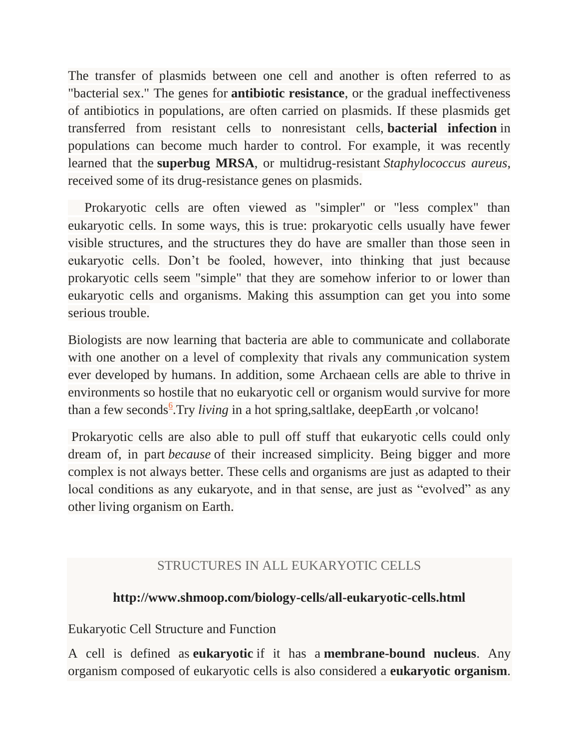The transfer of plasmids between one cell and another is often referred to as "bacterial sex." The genes for **antibiotic resistance**, or the gradual ineffectiveness of antibiotics in populations, are often carried on plasmids. If these plasmids get transferred from resistant cells to nonresistant cells, **bacterial infection** in populations can become much harder to control. For example, it was recently learned that the **superbug MRSA**, or multidrug-resistant *Staphylococcus aureus*, received some of its drug-resistance genes on plasmids.

Prokaryotic cells are often viewed as "simpler" or "less complex" than eukaryotic cells. In some ways, this is true: prokaryotic cells usually have fewer visible structures, and the structures they do have are smaller than those seen in eukaryotic cells. Don't be fooled, however, into thinking that just because prokaryotic cells seem "simple" that they are somehow inferior to or lower than eukaryotic cells and organisms. Making this assumption can get you into some serious trouble.

Biologists are now learning that bacteria are able to communicate and collaborate with one another on a level of complexity that rivals any communication system ever developed by humans. In addition, some Archaean cells are able to thrive in environments so hostile that no eukaryotic cell or organism would survive for more than a few seconds[6].Try *living* in a hot spring,saltlake, deepEarth ,or volcano!

Prokaryotic cells are also able to pull off stuff that eukaryotic cells could only dream of, in part *because* of their increased simplicity. Being bigger and more complex is not always better. These cells and organisms are just as adapted to their local conditions as any eukaryote, and in that sense, are just as "evolved" as any other living organism on Earth.

## STRUCTURES IN ALL EUKARYOTIC CELLS

**http://www.shmoop.com/biology-cells/all-eukaryotic-cells.html**

### Eukaryotic Cell Structure and Function

A cell is defined as **eukaryotic** if it has a **membrane-bound nucleus**. Any organism composed of eukaryotic cells is also considered a **eukaryotic organism**.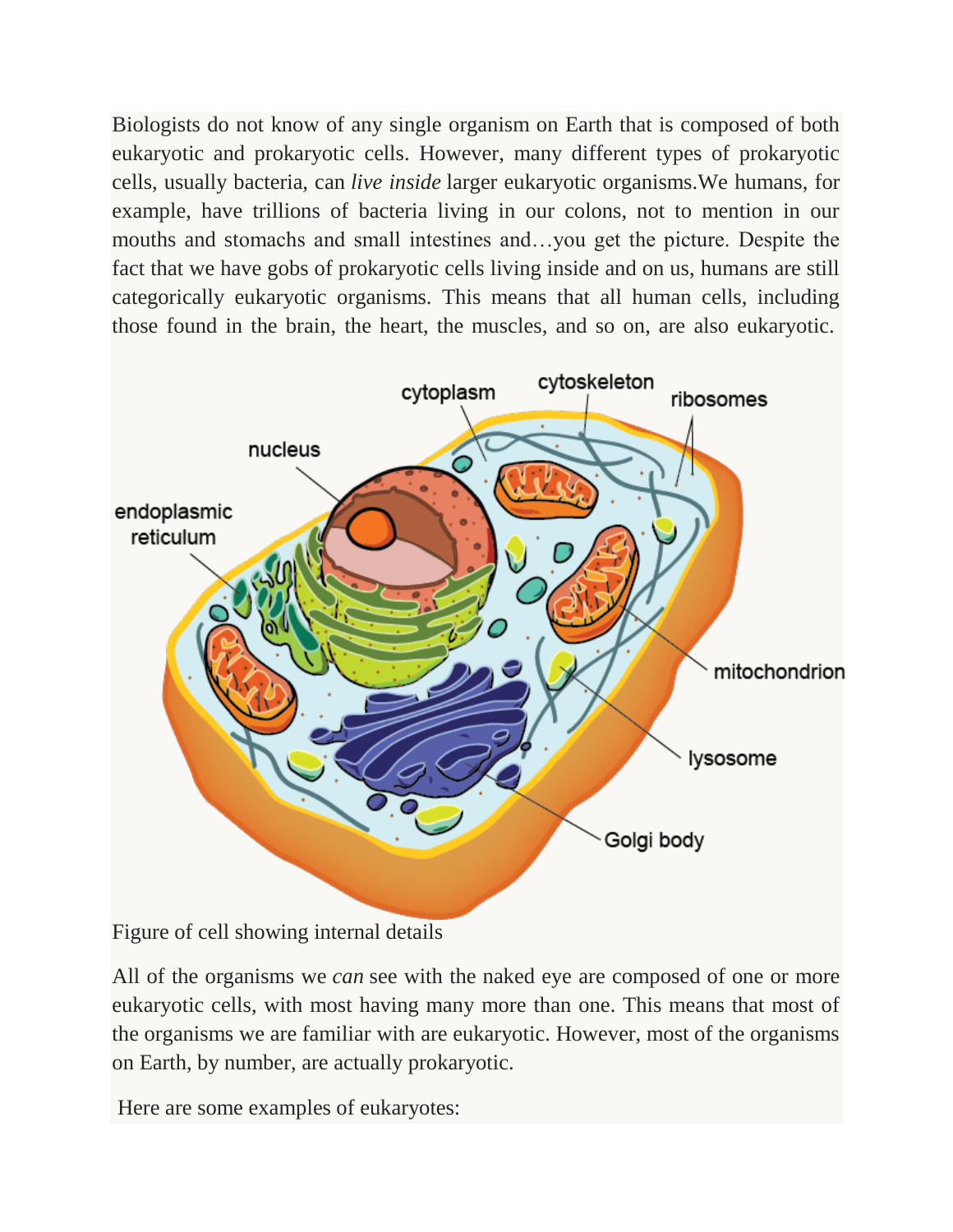Biologists do not know of any single organism on Earth that is composed of both eukaryotic and prokaryotic cells. However, many different types of prokaryotic cells, usually bacteria, can *live inside* larger eukaryotic organisms.We humans, for example, have trillions of bacteria living in our colons, not to mention in our mouths and stomachs and small intestines and…you get the picture. Despite the fact that we have gobs of prokaryotic cells living inside and on us, humans are still categorically eukaryotic organisms. This means that all human cells, including those found in the brain, the heart, the muscles, and so on, are also eukaryotic.

Figure of cell showing internal details

All of the organisms we *can* see with the naked eye are composed of one or more eukaryotic cells, with most having many more than one. This means that most of the organisms we are familiar with are eukaryotic. However, most of the organisms on Earth, by number, are actually prokaryotic.

Here are some examples of eukaryotes: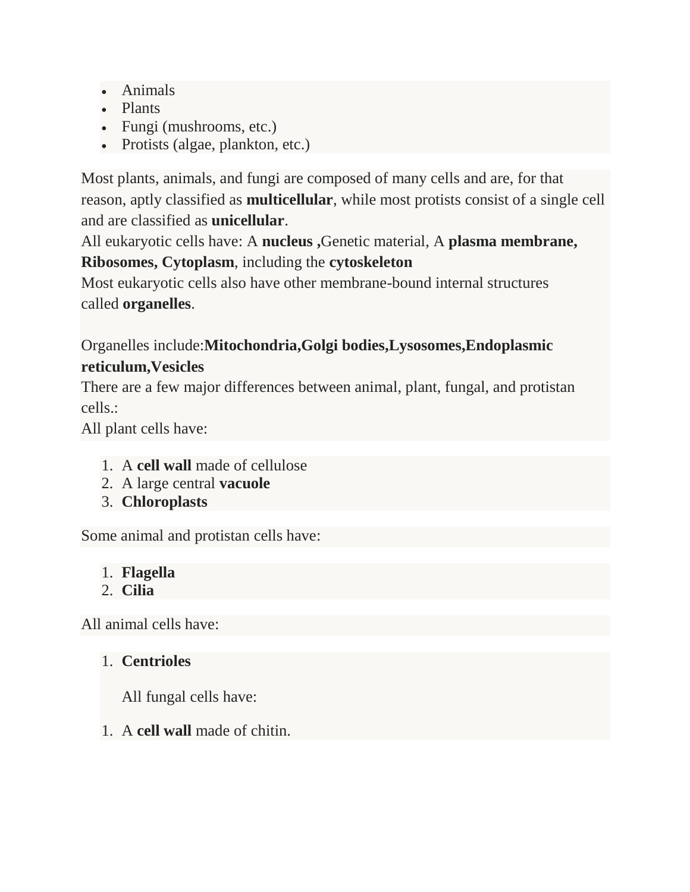- Animals
- Plants
- Fungi (mushrooms, etc.)
- Protists (algae, plankton, etc.)

Most plants, animals, and fungi are composed of many cells and are, for that reason, aptly classified as **multicellular**, while most protists consist of a single cell and are classified as **unicellular**.
All eukaryotic cells have: A **nucleus ,**Genetic material, A **plasma membrane, Ribosomes, Cytoplasm**, including the **cytoskeleton**
Most eukaryotic cells also have other membrane-bound internal structures called **organelles**.

Organelles include:**Mitochondria,Golgi bodies,Lysosomes,Endoplasmic reticulum,Vesicles**
There are a few major differences between animal, plant, fungal, and protistan cells.:
All plant cells have:

1. A **cell wall** made of cellulose
2. A large central **vacuole**
3. **Chloroplasts**

Some animal and protistan cells have:

1. **Flagella**
2. **Cilia**

All animal cells have:

1. **Centrioles**

   All fungal cells have:

1. A **cell wall** made of chitin.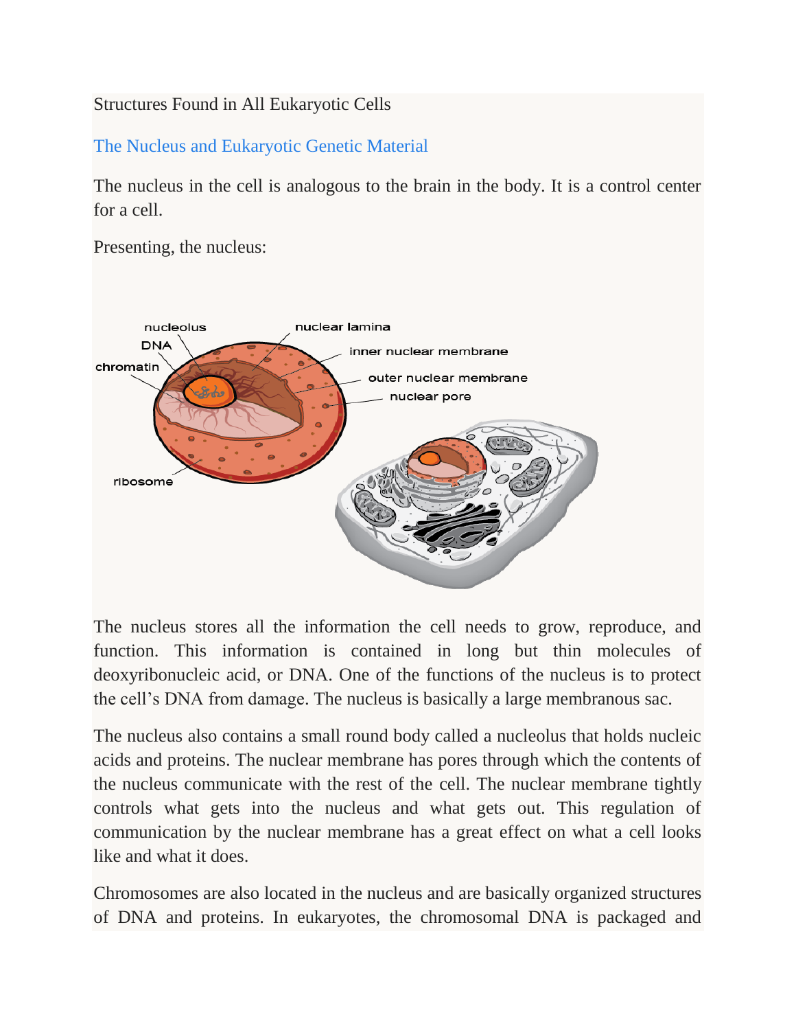Structures Found in All Eukaryotic Cells

## The Nucleus and Eukaryotic Genetic Material

The nucleus in the cell is analogous to the brain in the body. It is a control center for a cell.

Presenting, the nucleus:

The nucleus stores all the information the cell needs to grow, reproduce, and function. This information is contained in long but thin molecules of deoxyribonucleic acid, or DNA. One of the functions of the nucleus is to protect the cell's DNA from damage. The nucleus is basically a large membranous sac.

The nucleus also contains a small round body called a nucleolus that holds nucleic acids and proteins. The nuclear membrane has pores through which the contents of the nucleus communicate with the rest of the cell. The nuclear membrane tightly controls what gets into the nucleus and what gets out. This regulation of communication by the nuclear membrane has a great effect on what a cell looks like and what it does.

Chromosomes are also located in the nucleus and are basically organized structures of DNA and proteins. In eukaryotes, the chromosomal DNA is packaged and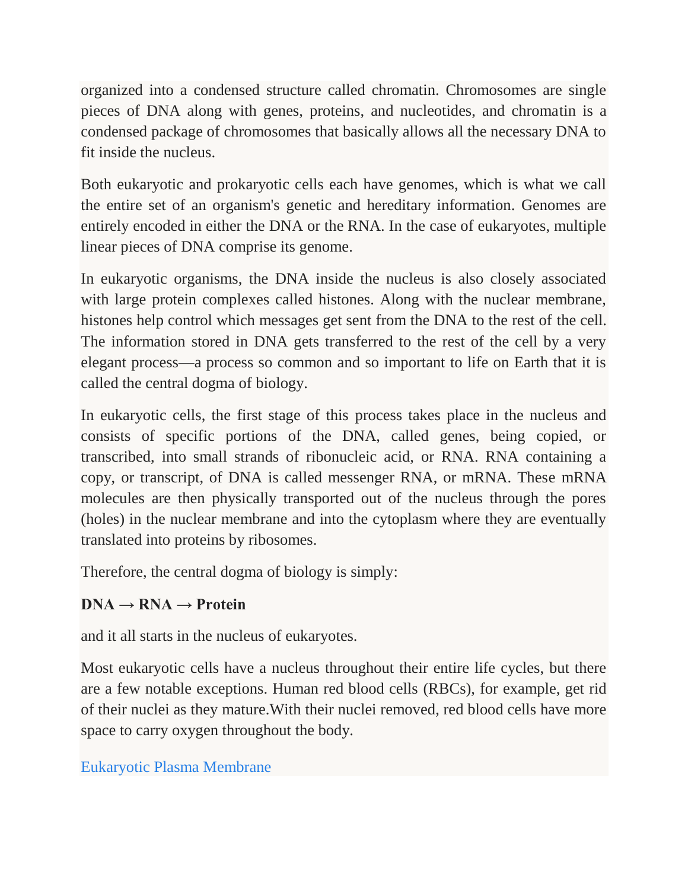organized into a condensed structure called chromatin. Chromosomes are single pieces of DNA along with genes, proteins, and nucleotides, and chromatin is a condensed package of chromosomes that basically allows all the necessary DNA to fit inside the nucleus.

Both eukaryotic and prokaryotic cells each have genomes, which is what we call the entire set of an organism's genetic and hereditary information. Genomes are entirely encoded in either the DNA or the RNA. In the case of eukaryotes, multiple linear pieces of DNA comprise its genome.

In eukaryotic organisms, the DNA inside the nucleus is also closely associated with large protein complexes called histones. Along with the nuclear membrane, histones help control which messages get sent from the DNA to the rest of the cell. The information stored in DNA gets transferred to the rest of the cell by a very elegant process—a process so common and so important to life on Earth that it is called the central dogma of biology.

In eukaryotic cells, the first stage of this process takes place in the nucleus and consists of specific portions of the DNA, called genes, being copied, or transcribed, into small strands of ribonucleic acid, or RNA. RNA containing a copy, or transcript, of DNA is called messenger RNA, or mRNA. These mRNA molecules are then physically transported out of the nucleus through the pores (holes) in the nuclear membrane and into the cytoplasm where they are eventually translated into proteins by ribosomes.

Therefore, the central dogma of biology is simply:

**DNA → RNA → Protein**

and it all starts in the nucleus of eukaryotes.

Most eukaryotic cells have a nucleus throughout their entire life cycles, but there are a few notable exceptions. Human red blood cells (RBCs), for example, get rid of their nuclei as they mature.With their nuclei removed, red blood cells have more space to carry oxygen throughout the body.

## Eukaryotic Plasma Membrane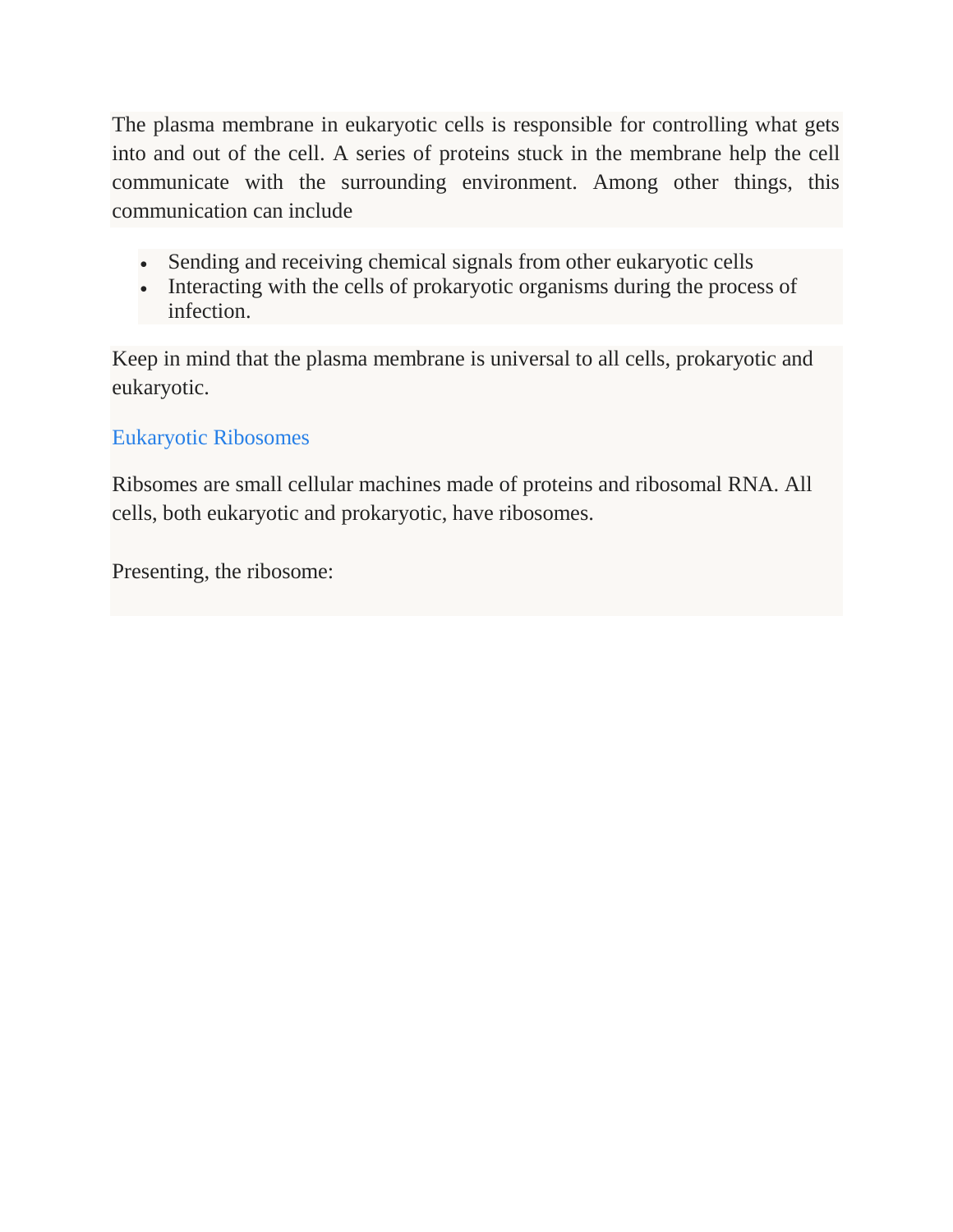The plasma membrane in eukaryotic cells is responsible for controlling what gets into and out of the cell. A series of proteins stuck in the membrane help the cell communicate with the surrounding environment. Among other things, this communication can include

- Sending and receiving chemical signals from other eukaryotic cells
- Interacting with the cells of prokaryotic organisms during the process of infection.

Keep in mind that the plasma membrane is universal to all cells, prokaryotic and eukaryotic.

## Eukaryotic Ribosomes

Ribsomes are small cellular machines made of proteins and ribosomal RNA. All cells, both eukaryotic and prokaryotic, have ribosomes.

Presenting, the ribosome: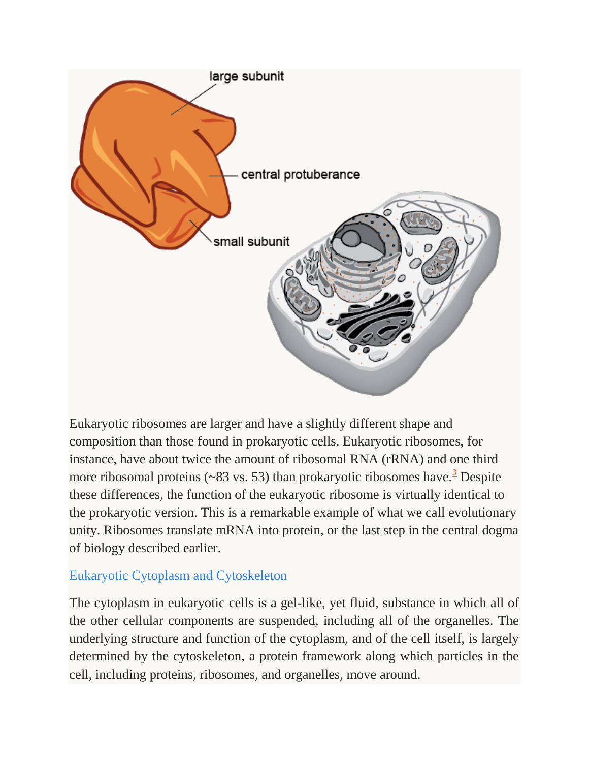Eukaryotic ribosomes are larger and have a slightly different shape and composition than those found in prokaryotic cells. Eukaryotic ribosomes, for instance, have about twice the amount of ribosomal RNA (rRNA) and one third more ribosomal proteins (~83 vs. 53) than prokaryotic ribosomes have.[3] Despite these differences, the function of the eukaryotic ribosome is virtually identical to the prokaryotic version. This is a remarkable example of what we call evolutionary unity. Ribosomes translate mRNA into protein, or the last step in the central dogma of biology described earlier.

## Eukaryotic Cytoplasm and Cytoskeleton

The cytoplasm in eukaryotic cells is a gel-like, yet fluid, substance in which all of the other cellular components are suspended, including all of the organelles. The underlying structure and function of the cytoplasm, and of the cell itself, is largely determined by the cytoskeleton, a protein framework along which particles in the cell, including proteins, ribosomes, and organelles, move around.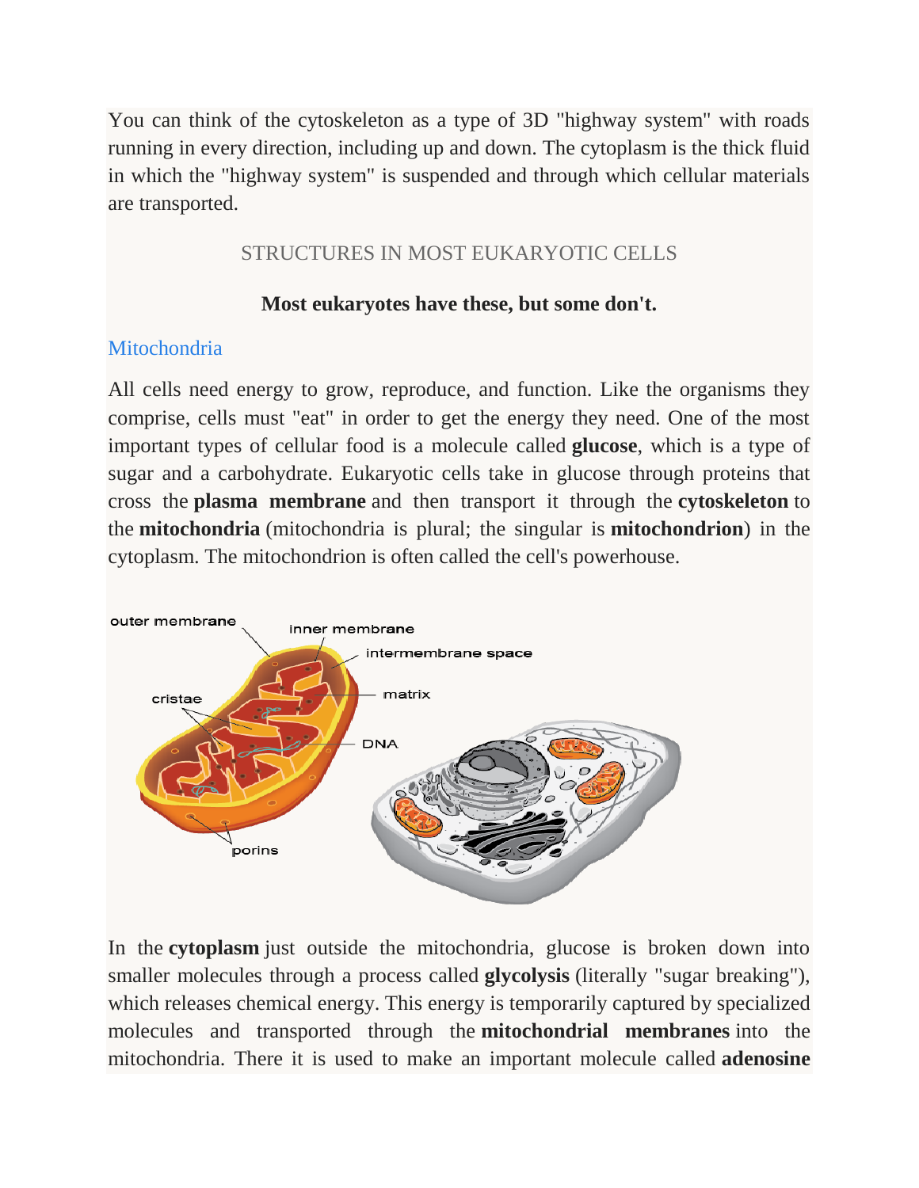You can think of the cytoskeleton as a type of 3D "highway system" with roads running in every direction, including up and down. The cytoplasm is the thick fluid in which the "highway system" is suspended and through which cellular materials are transported.

## STRUCTURES IN MOST EUKARYOTIC CELLS

**Most eukaryotes have these, but some don't.**

### Mitochondria

All cells need energy to grow, reproduce, and function. Like the organisms they comprise, cells must "eat" in order to get the energy they need. One of the most important types of cellular food is a molecule called **glucose**, which is a type of sugar and a carbohydrate. Eukaryotic cells take in glucose through proteins that cross the **plasma membrane** and then transport it through the **cytoskeleton** to the **mitochondria** (mitochondria is plural; the singular is **mitochondrion**) in the cytoplasm. The mitochondrion is often called the cell's powerhouse.

In the **cytoplasm** just outside the mitochondria, glucose is broken down into smaller molecules through a process called **glycolysis** (literally "sugar breaking"), which releases chemical energy. This energy is temporarily captured by specialized molecules and transported through the **mitochondrial membranes** into the mitochondria. There it is used to make an important molecule called **adenosine**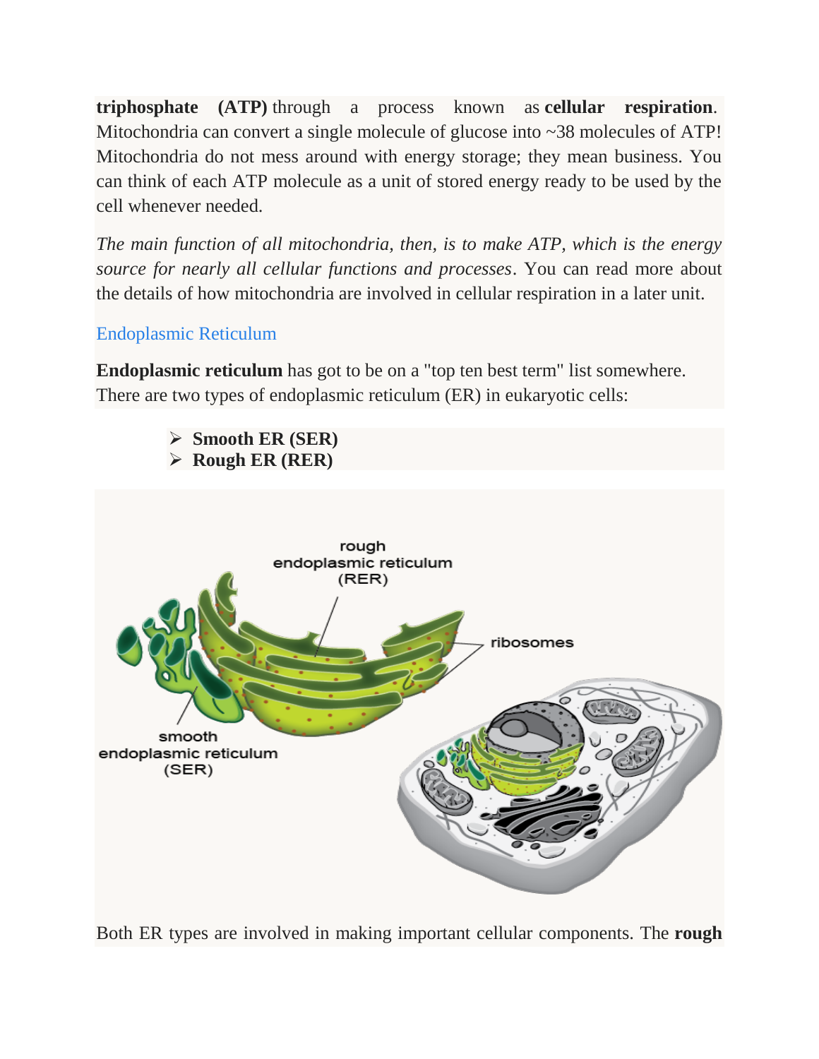**triphosphate (ATP)** through a process known as **cellular respiration**. Mitochondria can convert a single molecule of glucose into ~38 molecules of ATP! Mitochondria do not mess around with energy storage; they mean business. You can think of each ATP molecule as a unit of stored energy ready to be used by the cell whenever needed.

*The main function of all mitochondria, then, is to make ATP, which is the energy source for nearly all cellular functions and processes*. You can read more about the details of how mitochondria are involved in cellular respiration in a later unit.

## Endoplasmic Reticulum

**Endoplasmic reticulum** has got to be on a "top ten best term" list somewhere. There are two types of endoplasmic reticulum (ER) in eukaryotic cells:

- **Smooth ER (SER)**
- **Rough ER (RER)**

Both ER types are involved in making important cellular components. The **rough**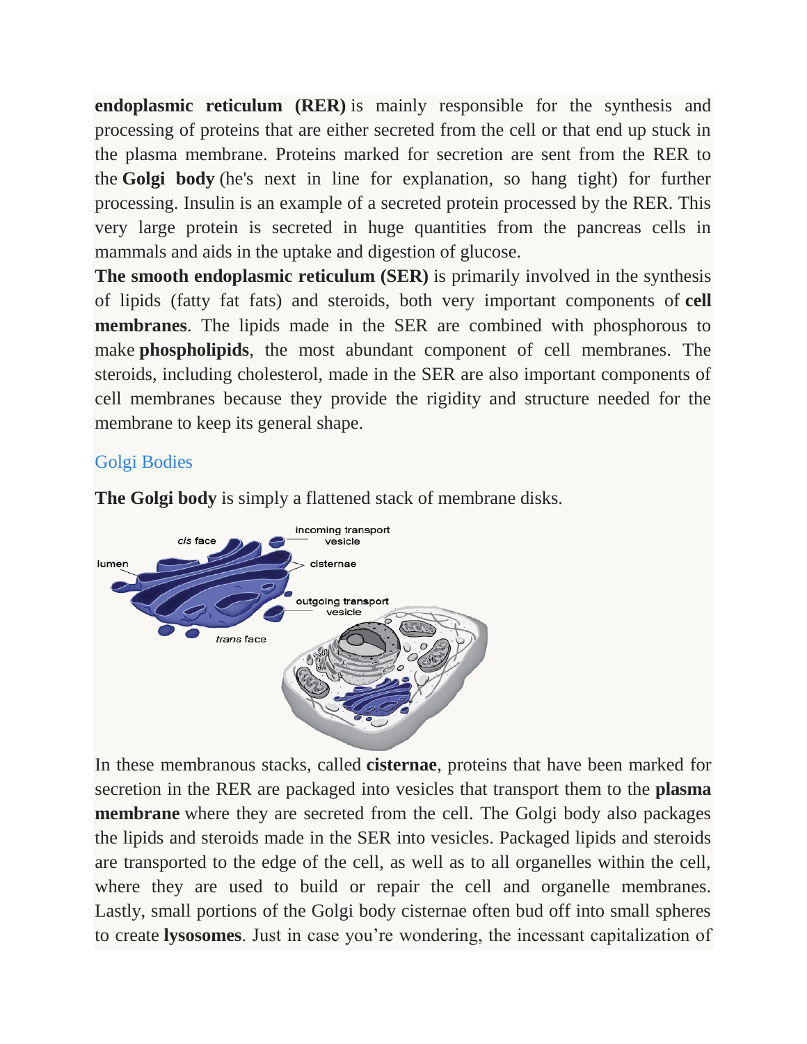**endoplasmic reticulum (RER)** is mainly responsible for the synthesis and processing of proteins that are either secreted from the cell or that end up stuck in the plasma membrane. Proteins marked for secretion are sent from the RER to the **Golgi body** (he's next in line for explanation, so hang tight) for further processing. Insulin is an example of a secreted protein processed by the RER. This very large protein is secreted in huge quantities from the pancreas cells in mammals and aids in the uptake and digestion of glucose.

**The smooth endoplasmic reticulum (SER)** is primarily involved in the synthesis of lipids (fatty fat fats) and steroids, both very important components of **cell membranes**. The lipids made in the SER are combined with phosphorous to make **phospholipids**, the most abundant component of cell membranes. The steroids, including cholesterol, made in the SER are also important components of cell membranes because they provide the rigidity and structure needed for the membrane to keep its general shape.

## Golgi Bodies

**The Golgi body** is simply a flattened stack of membrane disks.

In these membranous stacks, called **cisternae**, proteins that have been marked for secretion in the RER are packaged into vesicles that transport them to the **plasma membrane** where they are secreted from the cell. The Golgi body also packages the lipids and steroids made in the SER into vesicles. Packaged lipids and steroids are transported to the edge of the cell, as well as to all organelles within the cell, where they are used to build or repair the cell and organelle membranes. Lastly, small portions of the Golgi body cisternae often bud off into small spheres to create **lysosomes**. Just in case you're wondering, the incessant capitalization of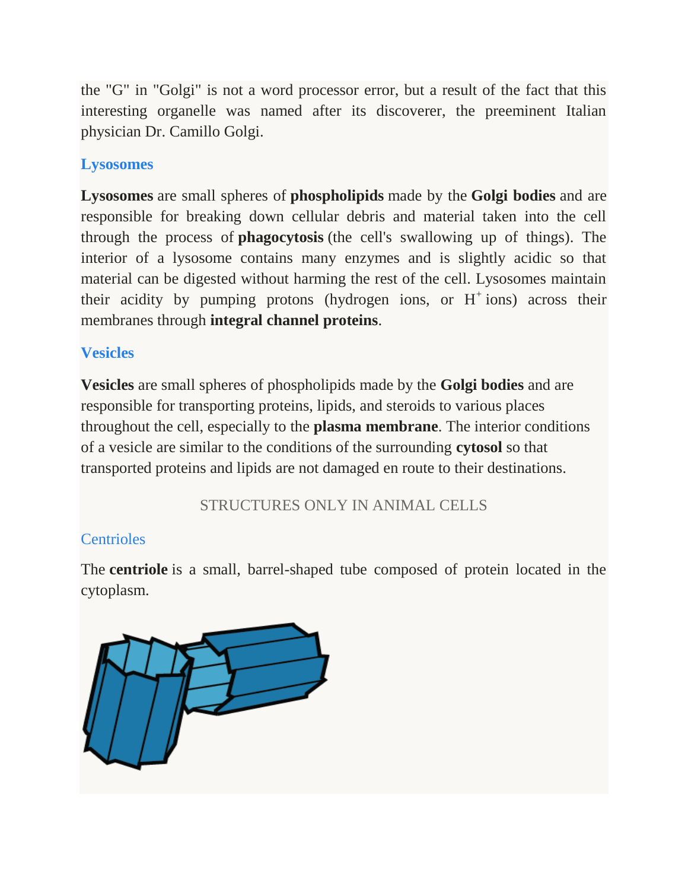the "G" in "Golgi" is not a word processor error, but a result of the fact that this interesting organelle was named after its discoverer, the preeminent Italian physician Dr. Camillo Golgi.

### Lysosomes

**Lysosomes** are small spheres of **phospholipids** made by the **Golgi bodies** and are responsible for breaking down cellular debris and material taken into the cell through the process of **phagocytosis** (the cell's swallowing up of things). The interior of a lysosome contains many enzymes and is slightly acidic so that material can be digested without harming the rest of the cell. Lysosomes maintain their acidity by pumping protons (hydrogen ions, or $H^+$ ions) across their membranes through **integral channel proteins**.

### Vesicles

**Vesicles** are small spheres of phospholipids made by the **Golgi bodies** and are responsible for transporting proteins, lipids, and steroids to various places throughout the cell, especially to the **plasma membrane**. The interior conditions of a vesicle are similar to the conditions of the surrounding **cytosol** so that transported proteins and lipids are not damaged en route to their destinations.

## STRUCTURES ONLY IN ANIMAL CELLS

### Centrioles

The **centriole** is a small, barrel-shaped tube composed of protein located in the cytoplasm.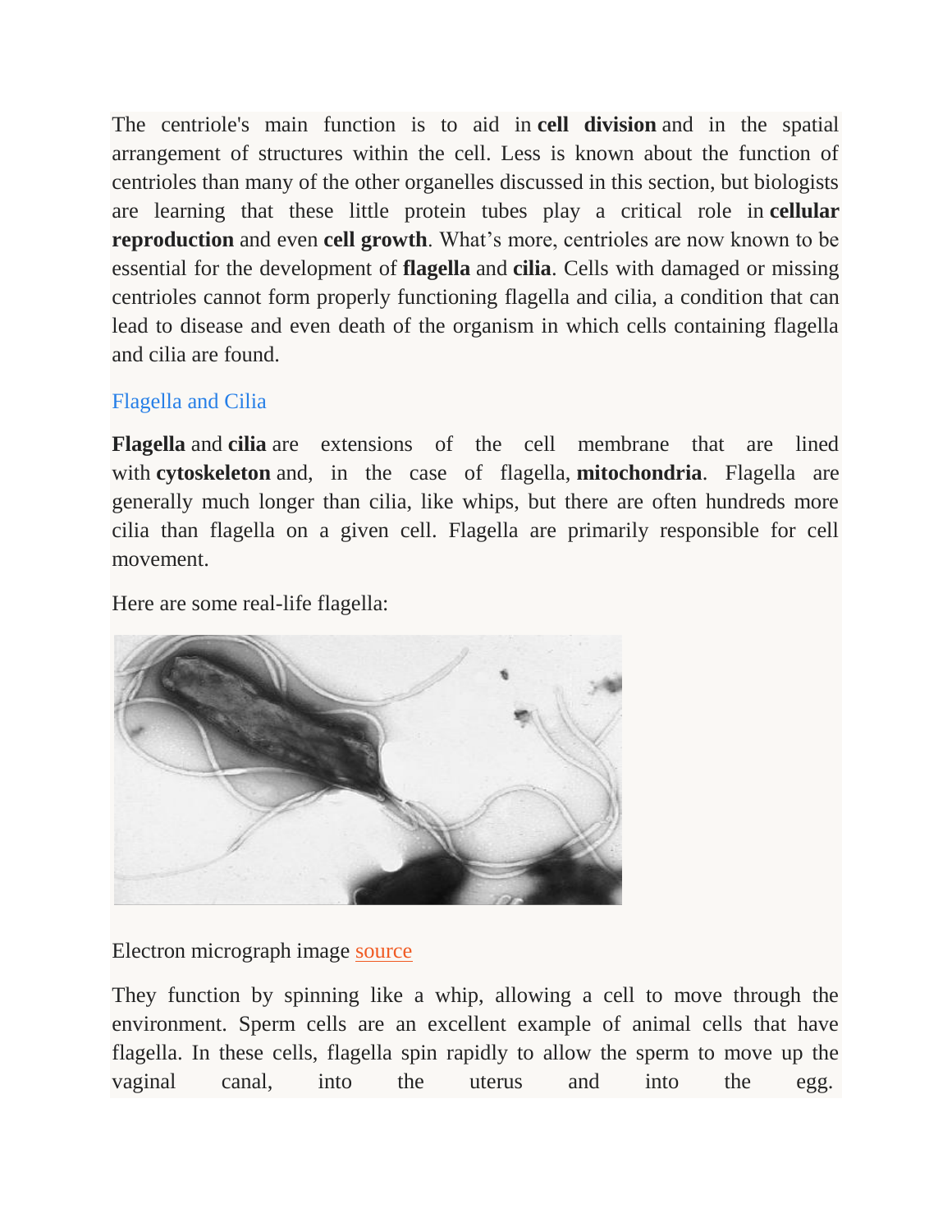The centriole's main function is to aid in **cell division** and in the spatial arrangement of structures within the cell. Less is known about the function of centrioles than many of the other organelles discussed in this section, but biologists are learning that these little protein tubes play a critical role in **cellular reproduction** and even **cell growth**. What's more, centrioles are now known to be essential for the development of **flagella** and **cilia**. Cells with damaged or missing centrioles cannot form properly functioning flagella and cilia, a condition that can lead to disease and even death of the organism in which cells containing flagella and cilia are found.

## Flagella and Cilia

**Flagella** and **cilia** are extensions of the cell membrane that are lined with **cytoskeleton** and, in the case of flagella, **mitochondria**. Flagella are generally much longer than cilia, like whips, but there are often hundreds more cilia than flagella on a given cell. Flagella are primarily responsible for cell movement.

Here are some real-life flagella:

Electron micrograph image source

They function by spinning like a whip, allowing a cell to move through the environment. Sperm cells are an excellent example of animal cells that have flagella. In these cells, flagella spin rapidly to allow the sperm to move up the vaginal canal, into the uterus and into the egg.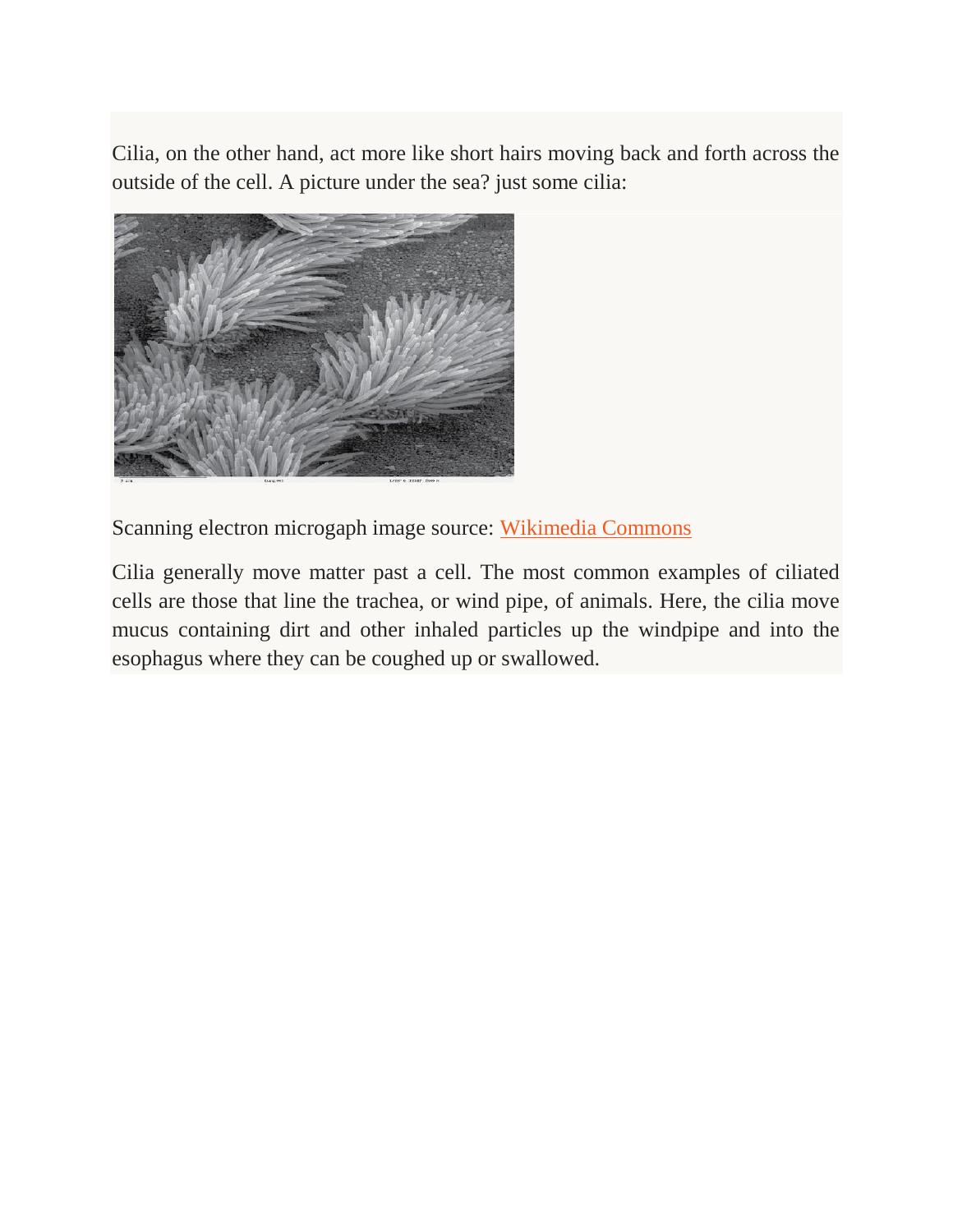Cilia, on the other hand, act more like short hairs moving back and forth across the outside of the cell. A picture under the sea? just some cilia:

Scanning electron microgaph image source: [Wikimedia Commons]

Cilia generally move matter past a cell. The most common examples of ciliated cells are those that line the trachea, or wind pipe, of animals. Here, the cilia move mucus containing dirt and other inhaled particles up the windpipe and into the esophagus where they can be coughed up or swallowed.